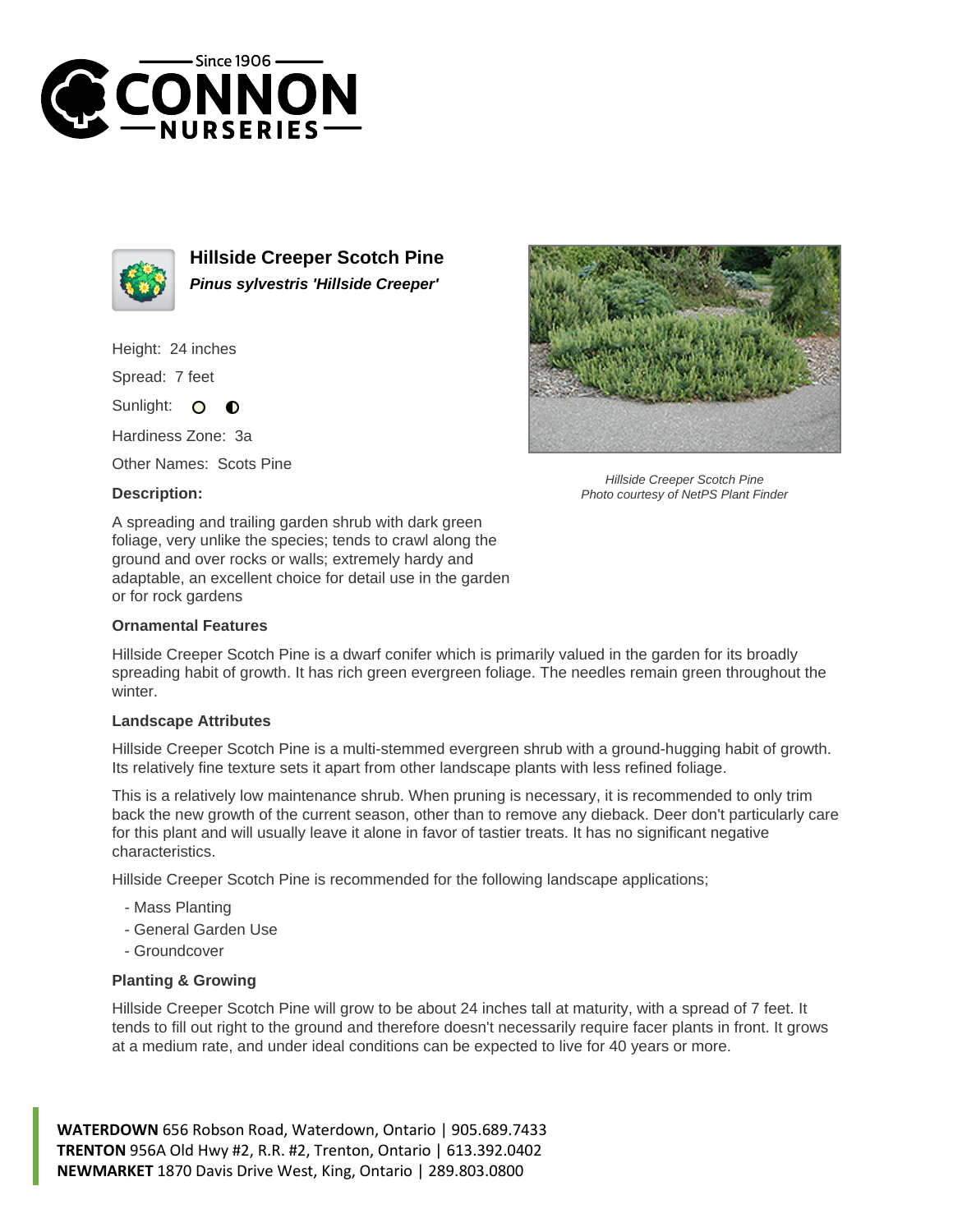# Hillside Creeper Scotch Pine

***Pinus sylvestris 'Hillside Creeper'***

Height: 24 inches

Spread: 7 feet

Sunlight:

Hardiness Zone: 3a

Other Names: Scots Pine

Hillside Creeper Scotch Pine
Photo courtesy of NetPS Plant Finder

### Description:

A spreading and trailing garden shrub with dark green foliage, very unlike the species; tends to crawl along the ground and over rocks or walls; extremely hardy and adaptable, an excellent choice for detail use in the garden or for rock gardens

### Ornamental Features

Hillside Creeper Scotch Pine is a dwarf conifer which is primarily valued in the garden for its broadly spreading habit of growth. It has rich green evergreen foliage. The needles remain green throughout the winter.

### Landscape Attributes

Hillside Creeper Scotch Pine is a multi-stemmed evergreen shrub with a ground-hugging habit of growth. Its relatively fine texture sets it apart from other landscape plants with less refined foliage.

This is a relatively low maintenance shrub. When pruning is necessary, it is recommended to only trim back the new growth of the current season, other than to remove any dieback. Deer don't particularly care for this plant and will usually leave it alone in favor of tastier treats. It has no significant negative characteristics.

Hillside Creeper Scotch Pine is recommended for the following landscape applications;

- Mass Planting
- General Garden Use
- Groundcover

### Planting & Growing

Hillside Creeper Scotch Pine will grow to be about 24 inches tall at maturity, with a spread of 7 feet. It tends to fill out right to the ground and therefore doesn't necessarily require facer plants in front. It grows at a medium rate, and under ideal conditions can be expected to live for 40 years or more.

**WATERDOWN** 656 Robson Road, Waterdown, Ontario | 905.689.7433
**TRENTON** 956A Old Hwy #2, R.R. #2, Trenton, Ontario | 613.392.0402
**NEWMARKET** 1870 Davis Drive West, King, Ontario | 289.803.0800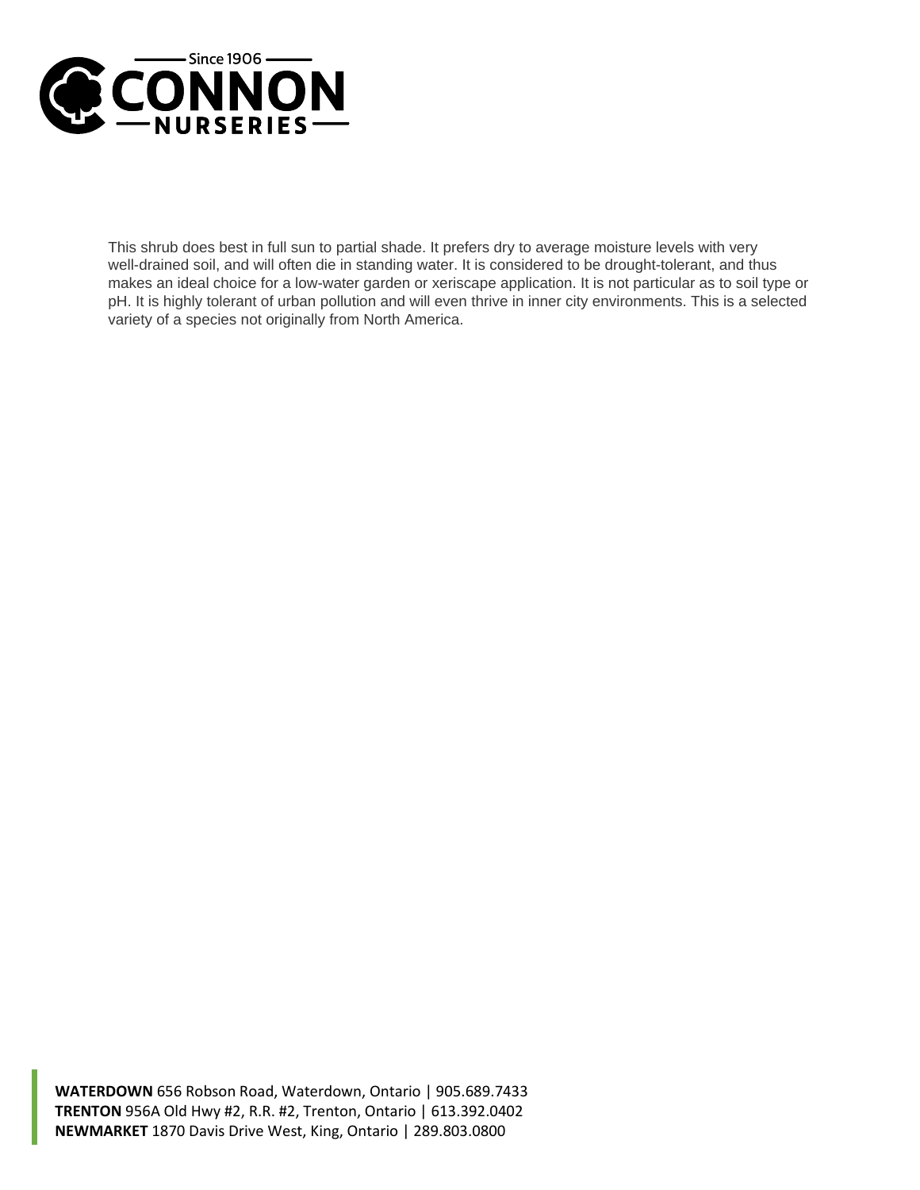This shrub does best in full sun to partial shade. It prefers dry to average moisture levels with very well-drained soil, and will often die in standing water. It is considered to be drought-tolerant, and thus makes an ideal choice for a low-water garden or xeriscape application. It is not particular as to soil type or pH. It is highly tolerant of urban pollution and will even thrive in inner city environments. This is a selected variety of a species not originally from North America.